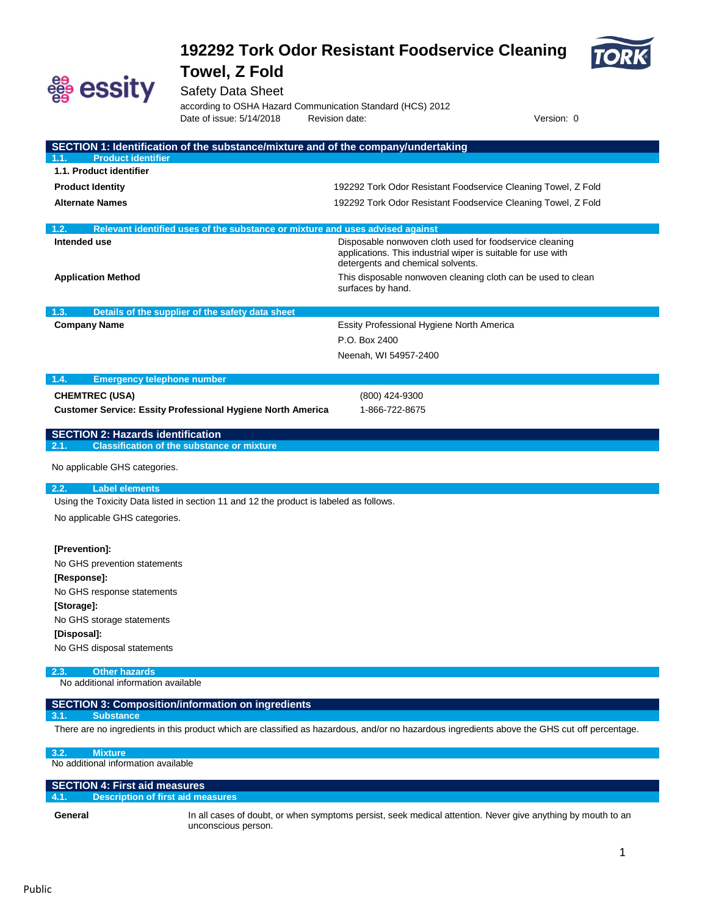# 192292 Tork Odor Resistant Foodservice Cleaning Towel, Z Fold

Safety Data Sheet

according to OSHA Hazard Communication Standard (HCS) 2012

Date of issue: 5/14/2018 Revision date: Version: 0

## SECTION 1: Identification of the substance/mixture and of the company/undertaking

### 1.1. Product identifier

**1.1. Product identifier**

| | |
|---|---|
| **Product Identity** | 192292 Tork Odor Resistant Foodservice Cleaning Towel, Z Fold |
| **Alternate Names** | 192292 Tork Odor Resistant Foodservice Cleaning Towel, Z Fold |

### 1.2. Relevant identified uses of the substance or mixture and uses advised against

| | |
|---|---|
| **Intended use** | Disposable nonwoven cloth used for foodservice cleaning applications. This industrial wiper is suitable for use with detergents and chemical solvents. |
| **Application Method** | This disposable nonwoven cleaning cloth can be used to clean surfaces by hand. |

### 1.3. Details of the supplier of the safety data sheet

**Company Name**

Essity Professional Hygiene North America
P.O. Box 2400
Neenah, WI 54957-2400

### 1.4. Emergency telephone number

| | |
|---|---|
| **CHEMTREC (USA)** | (800) 424-9300 |
| **Customer Service: Essity Professional Hygiene North America** | 1-866-722-8675 |

## SECTION 2: Hazards identification

### 2.1. Classification of the substance or mixture

No applicable GHS categories.

### 2.2. Label elements

Using the Toxicity Data listed in section 11 and 12 the product is labeled as follows.

No applicable GHS categories.

**[Prevention]:**

No GHS prevention statements

**[Response]:**

No GHS response statements

**[Storage]:**

No GHS storage statements

**[Disposal]:**

No GHS disposal statements

### 2.3. Other hazards

No additional information available

## SECTION 3: Composition/information on ingredients

### 3.1. Substance

There are no ingredients in this product which are classified as hazardous, and/or no hazardous ingredients above the GHS cut off percentage.

### 3.2. Mixture

No additional information available

## SECTION 4: First aid measures

### 4.1. Description of first aid measures

**General** In all cases of doubt, or when symptoms persist, seek medical attention. Never give anything by mouth to an unconscious person.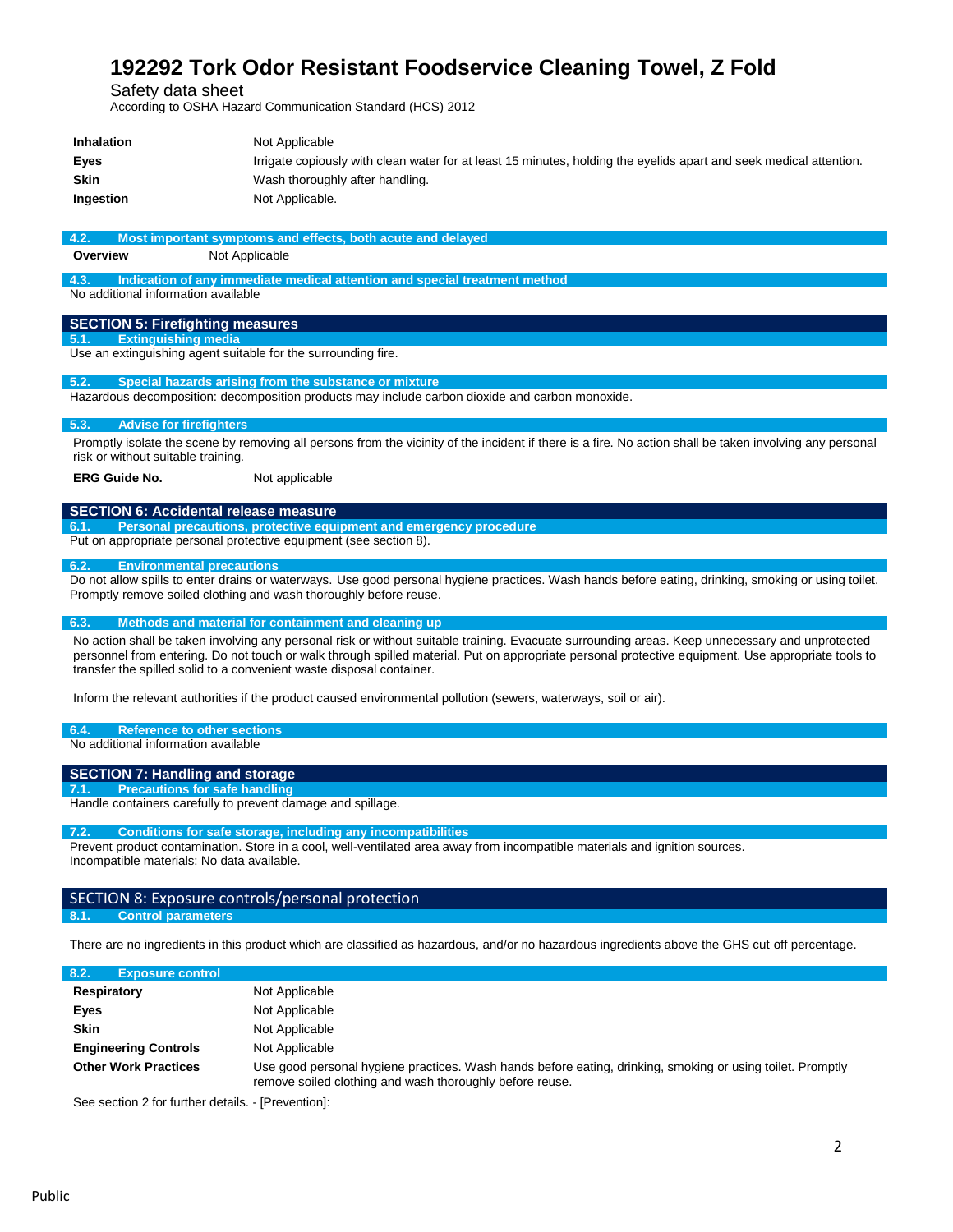| | |
|---|---|
| **Inhalation** | Not Applicable |
| **Eyes** | Irrigate copiously with clean water for at least 15 minutes, holding the eyelids apart and seek medical attention. |
| **Skin** | Wash thoroughly after handling. |
| **Ingestion** | Not Applicable. |

### 4.2. Most important symptoms and effects, both acute and delayed

**Overview** Not Applicable

### 4.3. Indication of any immediate medical attention and special treatment method

No additional information available

## SECTION 5: Firefighting measures

### 5.1. Extinguishing media

Use an extinguishing agent suitable for the surrounding fire.

### 5.2. Special hazards arising from the substance or mixture

Hazardous decomposition: decomposition products may include carbon dioxide and carbon monoxide.

### 5.3. Advise for firefighters

Promptly isolate the scene by removing all persons from the vicinity of the incident if there is a fire. No action shall be taken involving any personal risk or without suitable training.

**ERG Guide No.** Not applicable

## SECTION 6: Accidental release measure

### 6.1. Personal precautions, protective equipment and emergency procedure

Put on appropriate personal protective equipment (see section 8).

### 6.2. Environmental precautions

Do not allow spills to enter drains or waterways. Use good personal hygiene practices. Wash hands before eating, drinking, smoking or using toilet. Promptly remove soiled clothing and wash thoroughly before reuse.

### 6.3. Methods and material for containment and cleaning up

No action shall be taken involving any personal risk or without suitable training. Evacuate surrounding areas. Keep unnecessary and unprotected personnel from entering. Do not touch or walk through spilled material. Put on appropriate personal protective equipment. Use appropriate tools to transfer the spilled solid to a convenient waste disposal container.

Inform the relevant authorities if the product caused environmental pollution (sewers, waterways, soil or air).

### 6.4. Reference to other sections

No additional information available

## SECTION 7: Handling and storage

### 7.1. Precautions for safe handling

Handle containers carefully to prevent damage and spillage.

### 7.2. Conditions for safe storage, including any incompatibilities

Prevent product contamination. Store in a cool, well-ventilated area away from incompatible materials and ignition sources.
Incompatible materials: No data available.

## SECTION 8: Exposure controls/personal protection

### 8.1. Control parameters

There are no ingredients in this product which are classified as hazardous, and/or no hazardous ingredients above the GHS cut off percentage.

### 8.2. Exposure control

| | |
|---|---|
| **Respiratory** | Not Applicable |
| **Eyes** | Not Applicable |
| **Skin** | Not Applicable |
| **Engineering Controls** | Not Applicable |
| **Other Work Practices** | Use good personal hygiene practices. Wash hands before eating, drinking, smoking or using toilet. Promptly remove soiled clothing and wash thoroughly before reuse. |

See section 2 for further details. - [Prevention]: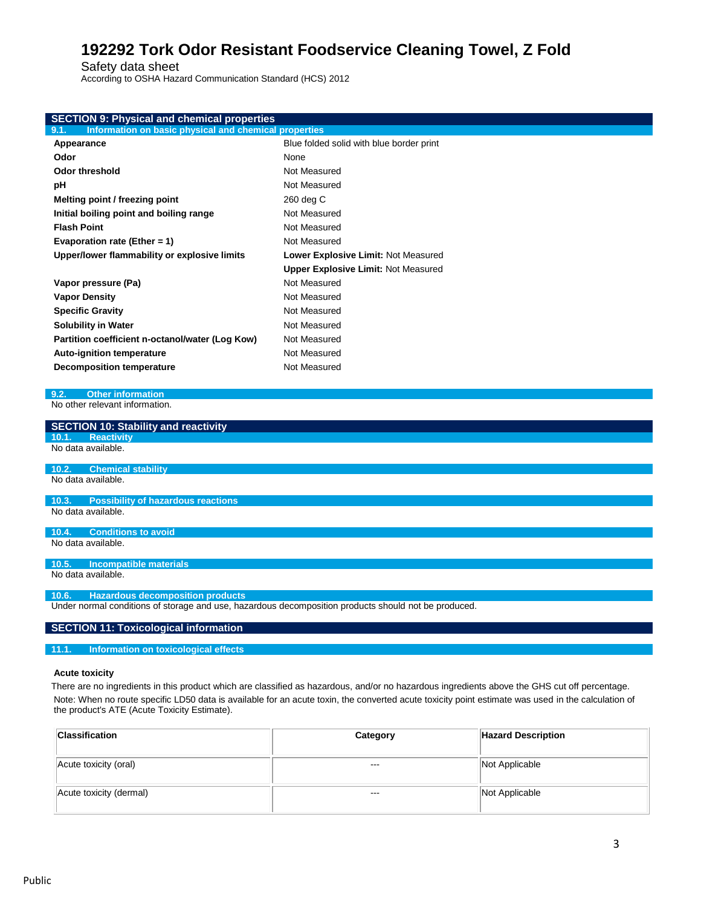## SECTION 9: Physical and chemical properties

### 9.1. Information on basic physical and chemical properties

| | |
|---|---|
| **Appearance** | Blue folded solid with blue border print |
| **Odor** | None |
| **Odor threshold** | Not Measured |
| **pH** | Not Measured |
| **Melting point / freezing point** | 260 deg C |
| **Initial boiling point and boiling range** | Not Measured |
| **Flash Point** | Not Measured |
| **Evaporation rate (Ether = 1)** | Not Measured |
| **Upper/lower flammability or explosive limits** | **Lower Explosive Limit:** Not Measured |
| | **Upper Explosive Limit:** Not Measured |
| **Vapor pressure (Pa)** | Not Measured |
| **Vapor Density** | Not Measured |
| **Specific Gravity** | Not Measured |
| **Solubility in Water** | Not Measured |
| **Partition coefficient n-octanol/water (Log Kow)** | Not Measured |
| **Auto-ignition temperature** | Not Measured |
| **Decomposition temperature** | Not Measured |

### 9.2. Other information

No other relevant information.

## SECTION 10: Stability and reactivity

### 10.1. Reactivity

No data available.

### 10.2. Chemical stability

No data available.

### 10.3. Possibility of hazardous reactions

No data available.

### 10.4. Conditions to avoid

No data available.

### 10.5. Incompatible materials

No data available.

### 10.6. Hazardous decomposition products

Under normal conditions of storage and use, hazardous decomposition products should not be produced.

## SECTION 11: Toxicological information

### 11.1. Information on toxicological effects

**Acute toxicity**

There are no ingredients in this product which are classified as hazardous, and/or no hazardous ingredients above the GHS cut off percentage.

Note: When no route specific LD50 data is available for an acute toxin, the converted acute toxicity point estimate was used in the calculation of the product's ATE (Acute Toxicity Estimate).

| Classification | Category | Hazard Description |
|---|---|---|
| Acute toxicity (oral) | --- | Not Applicable |
| Acute toxicity (dermal) | --- | Not Applicable |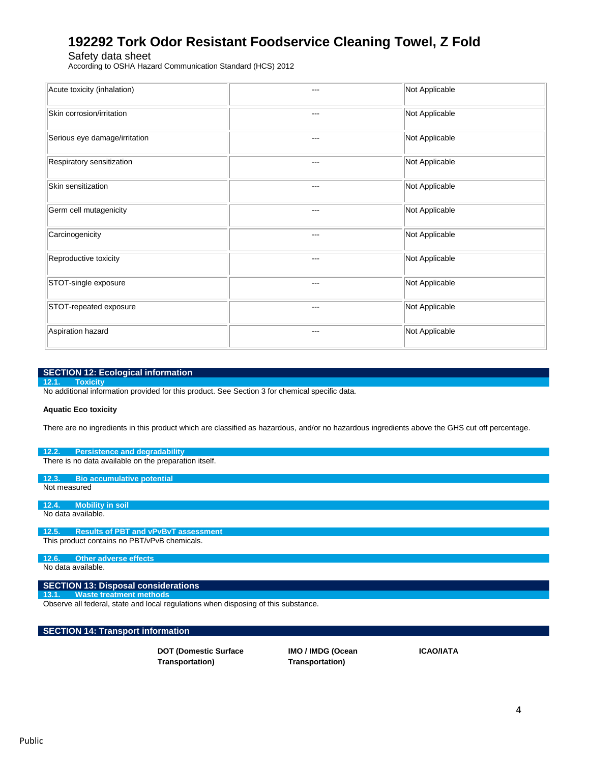| Acute toxicity (inhalation) | --- | Not Applicable |
| --- | --- | --- |
| Skin corrosion/irritation | --- | Not Applicable |
| Serious eye damage/irritation | --- | Not Applicable |
| Respiratory sensitization | --- | Not Applicable |
| Skin sensitization | --- | Not Applicable |
| Germ cell mutagenicity | --- | Not Applicable |
| Carcinogenicity | --- | Not Applicable |
| Reproductive toxicity | --- | Not Applicable |
| STOT-single exposure | --- | Not Applicable |
| STOT-repeated exposure | --- | Not Applicable |
| Aspiration hazard | --- | Not Applicable |

## SECTION 12: Ecological information

### 12.1. Toxicity

No additional information provided for this product. See Section 3 for chemical specific data.

**Aquatic Eco toxicity**

There are no ingredients in this product which are classified as hazardous, and/or no hazardous ingredients above the GHS cut off percentage.

### 12.2. Persistence and degradability

There is no data available on the preparation itself.

### 12.3. Bio accumulative potential

Not measured

### 12.4. Mobility in soil

No data available.

### 12.5. Results of PBT and vPvBvT assessment

This product contains no PBT/vPvB chemicals.

### 12.6. Other adverse effects

No data available.

## SECTION 13: Disposal considerations

### 13.1. Waste treatment methods

Observe all federal, state and local regulations when disposing of this substance.

## SECTION 14: Transport information

| | DOT (Domestic Surface Transportation) | IMO / IMDG (Ocean Transportation) | ICAO/IATA |
| --- | --- | --- | --- |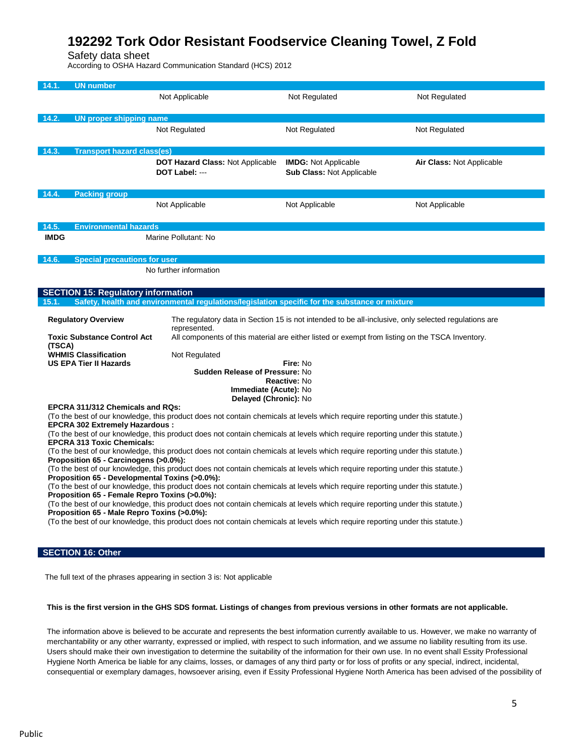# 192292 Tork Odor Resistant Foodservice Cleaning Towel, Z Fold

Safety data sheet

According to OSHA Hazard Communication Standard (HCS) 2012

**14.1. UN number**

| Not Applicable | Not Regulated | Not Regulated |
|---|---|---|

**14.2. UN proper shipping name**

| Not Regulated | Not Regulated | Not Regulated |
|---|---|---|

**14.3. Transport hazard class(es)**

| **DOT Hazard Class:** Not Applicable | **IMDG:** Not Applicable | **Air Class:** Not Applicable |
|---|---|---|
| **DOT Label:** --- | **Sub Class:** Not Applicable | |

**14.4. Packing group**

| Not Applicable | Not Applicable | Not Applicable |
|---|---|---|

**14.5. Environmental hazards**

**IMDG** Marine Pollutant: No

**14.6. Special precautions for user**

No further information

## SECTION 15: Regulatory information

**15.1. Safety, health and environmental regulations/legislation specific for the substance or mixture**

**Regulatory Overview** The regulatory data in Section 15 is not intended to be all-inclusive, only selected regulations are represented.

**Toxic Substance Control Act (TSCA)** All components of this material are either listed or exempt from listing on the TSCA Inventory.

**WHMIS Classification** Not Regulated

**US EPA Tier II Hazards**

**Fire:** No
**Sudden Release of Pressure:** No
**Reactive:** No
**Immediate (Acute):** No
**Delayed (Chronic):** No

**EPCRA 311/312 Chemicals and RQs:**
(To the best of our knowledge, this product does not contain chemicals at levels which require reporting under this statute.)

**EPCRA 302 Extremely Hazardous :**
(To the best of our knowledge, this product does not contain chemicals at levels which require reporting under this statute.)

**EPCRA 313 Toxic Chemicals:**
(To the best of our knowledge, this product does not contain chemicals at levels which require reporting under this statute.)

**Proposition 65 - Carcinogens (>0.0%):**
(To the best of our knowledge, this product does not contain chemicals at levels which require reporting under this statute.)

**Proposition 65 - Developmental Toxins (>0.0%):**
(To the best of our knowledge, this product does not contain chemicals at levels which require reporting under this statute.)

**Proposition 65 - Female Repro Toxins (>0.0%):**
(To the best of our knowledge, this product does not contain chemicals at levels which require reporting under this statute.)

**Proposition 65 - Male Repro Toxins (>0.0%):**
(To the best of our knowledge, this product does not contain chemicals at levels which require reporting under this statute.)

## SECTION 16: Other

The full text of the phrases appearing in section 3 is: Not applicable

**This is the first version in the GHS SDS format. Listings of changes from previous versions in other formats are not applicable.**

The information above is believed to be accurate and represents the best information currently available to us. However, we make no warranty of merchantability or any other warranty, expressed or implied, with respect to such information, and we assume no liability resulting from its use. Users should make their own investigation to determine the suitability of the information for their own use. In no event shall Essity Professional Hygiene North America be liable for any claims, losses, or damages of any third party or for loss of profits or any special, indirect, incidental, consequential or exemplary damages, howsoever arising, even if Essity Professional Hygiene North America has been advised of the possibility of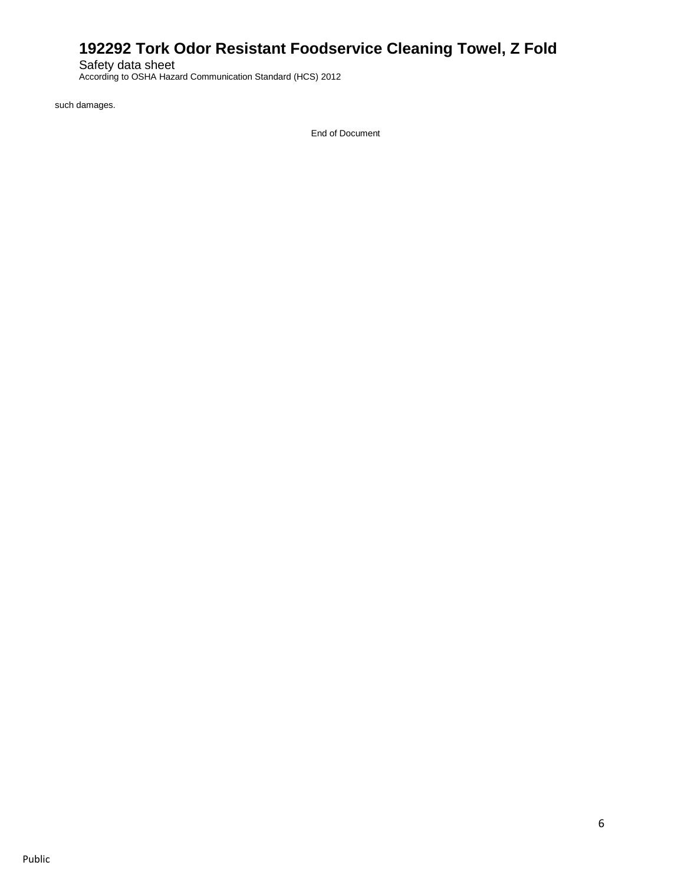such damages.

End of Document